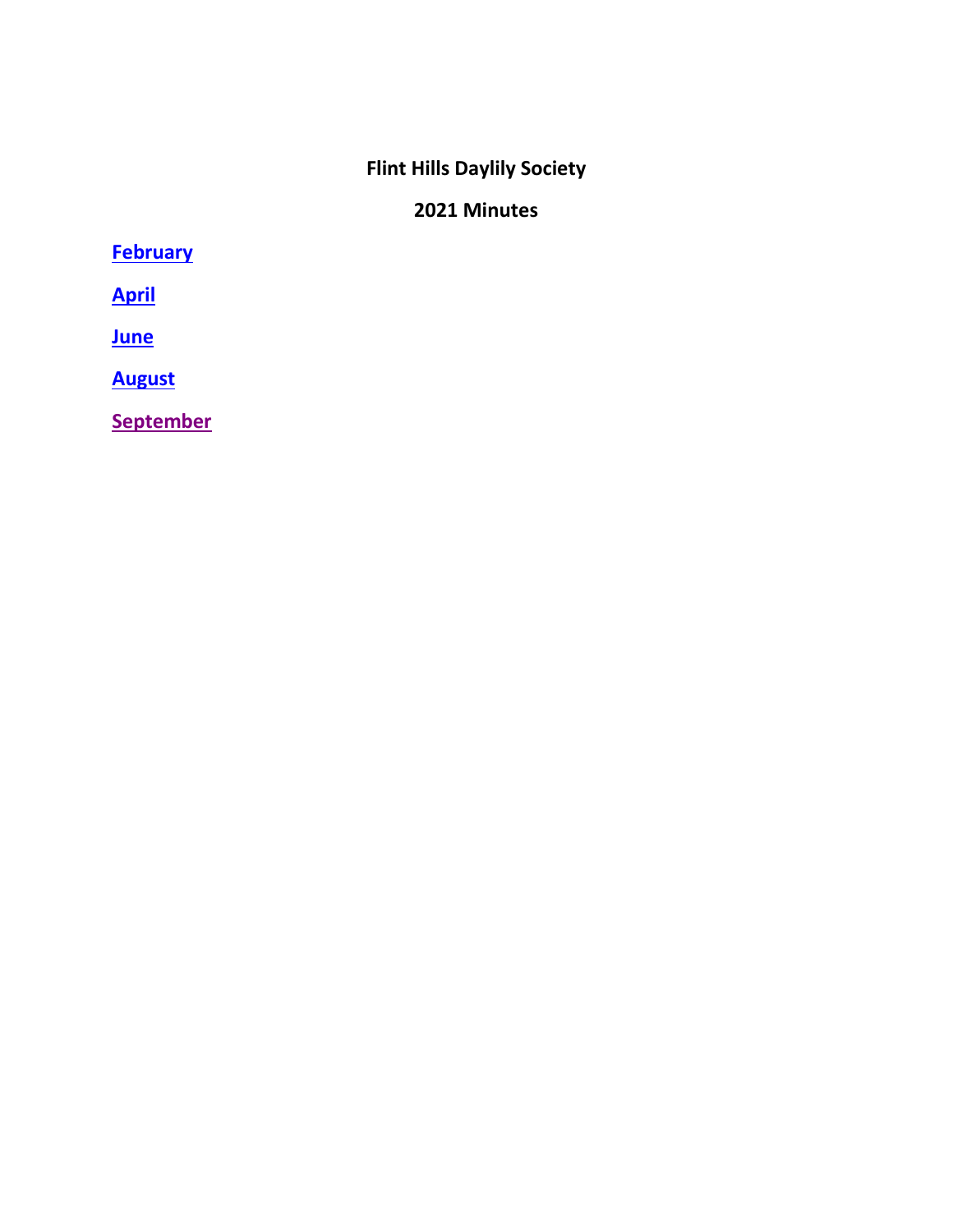# Flint Hills Daylily Society

## 2021 Minutes

**February**

**April**

**June**

**August**

**September**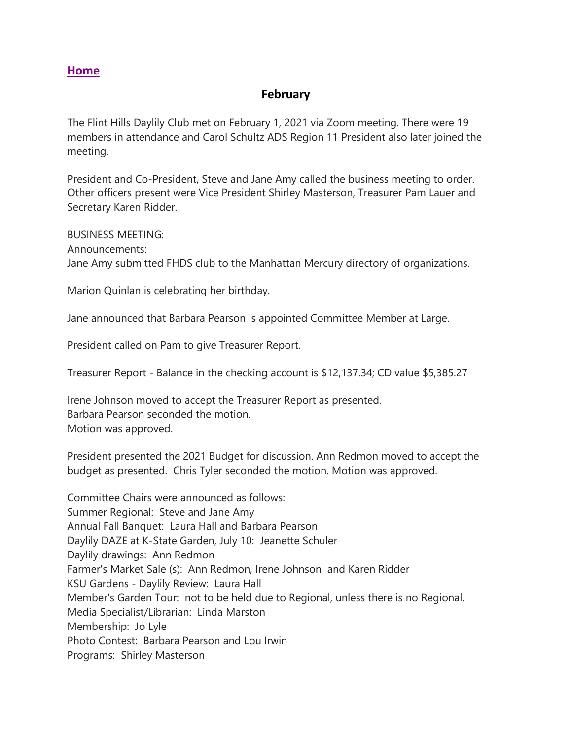[Home]

## February

The Flint Hills Daylily Club met on February 1, 2021 via Zoom meeting. There were 19 members in attendance and Carol Schultz ADS Region 11 President also later joined the meeting.

President and Co-President, Steve and Jane Amy called the business meeting to order. Other officers present were Vice President Shirley Masterson, Treasurer Pam Lauer and Secretary Karen Ridder.

BUSINESS MEETING:
Announcements:
Jane Amy submitted FHDS club to the Manhattan Mercury directory of organizations.

Marion Quinlan is celebrating her birthday.

Jane announced that Barbara Pearson is appointed Committee Member at Large.

President called on Pam to give Treasurer Report.

Treasurer Report - Balance in the checking account is $12,137.34; CD value $5,385.27

Irene Johnson moved to accept the Treasurer Report as presented.
Barbara Pearson seconded the motion.
Motion was approved.

President presented the 2021 Budget for discussion. Ann Redmon moved to accept the budget as presented. Chris Tyler seconded the motion. Motion was approved.

Committee Chairs were announced as follows:
Summer Regional: Steve and Jane Amy
Annual Fall Banquet: Laura Hall and Barbara Pearson
Daylily DAZE at K-State Garden, July 10: Jeanette Schuler
Daylily drawings: Ann Redmon
Farmer's Market Sale (s): Ann Redmon, Irene Johnson and Karen Ridder
KSU Gardens - Daylily Review: Laura Hall
Member's Garden Tour: not to be held due to Regional, unless there is no Regional.
Media Specialist/Librarian: Linda Marston
Membership: Jo Lyle
Photo Contest: Barbara Pearson and Lou Irwin
Programs: Shirley Masterson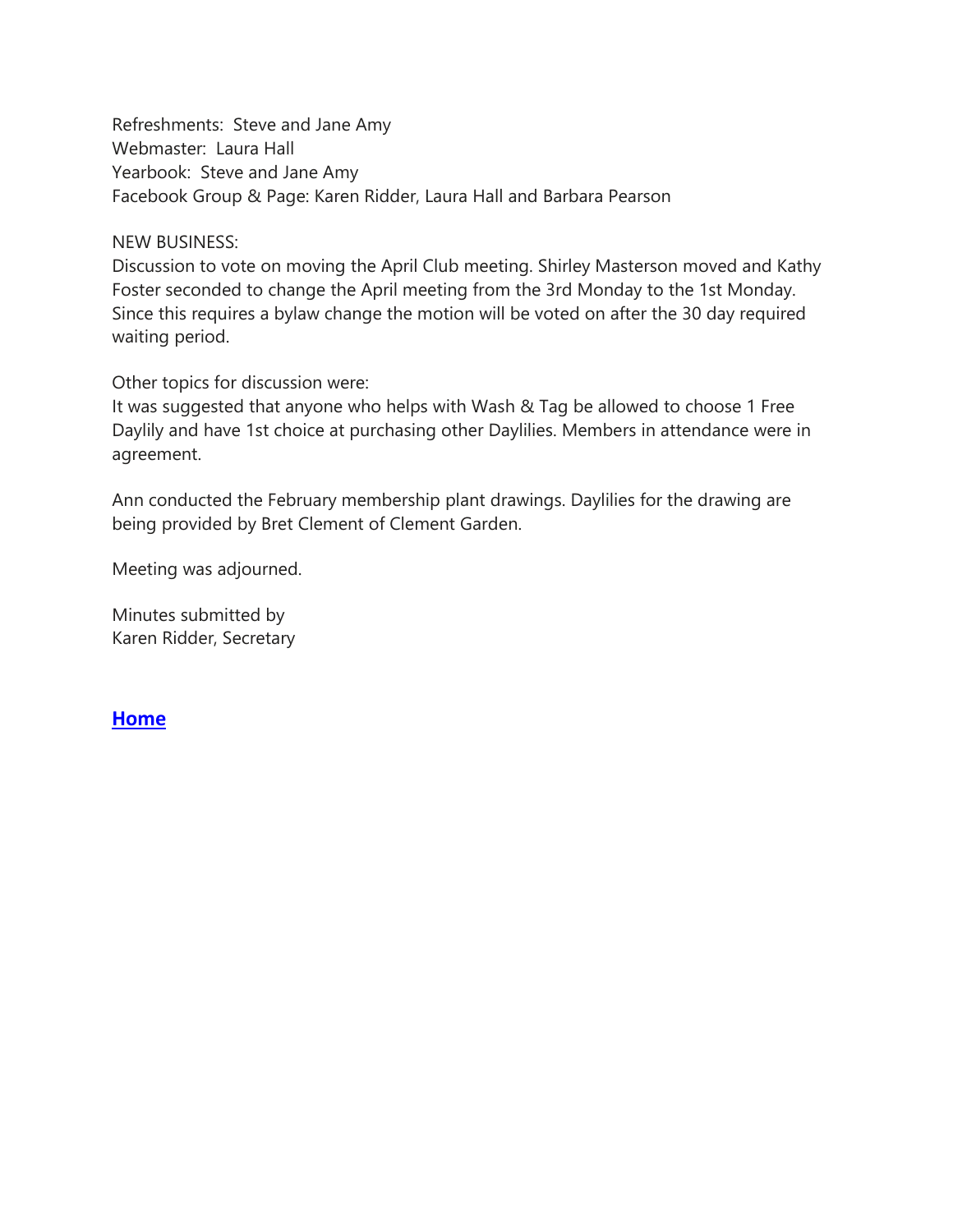Refreshments: Steve and Jane Amy
Webmaster: Laura Hall
Yearbook: Steve and Jane Amy
Facebook Group & Page: Karen Ridder, Laura Hall and Barbara Pearson

NEW BUSINESS:
Discussion to vote on moving the April Club meeting. Shirley Masterson moved and Kathy Foster seconded to change the April meeting from the 3rd Monday to the 1st Monday. Since this requires a bylaw change the motion will be voted on after the 30 day required waiting period.

Other topics for discussion were:
It was suggested that anyone who helps with Wash & Tag be allowed to choose 1 Free Daylily and have 1st choice at purchasing other Daylilies. Members in attendance were in agreement.

Ann conducted the February membership plant drawings. Daylilies for the drawing are being provided by Bret Clement of Clement Garden.

Meeting was adjourned.

Minutes submitted by
Karen Ridder, Secretary

**Home**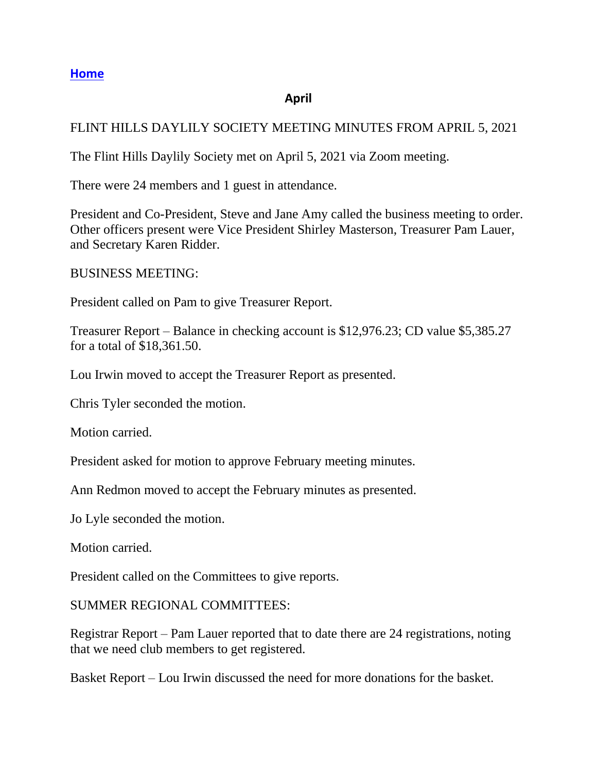[**Home**]()

**April**

FLINT HILLS DAYLILY SOCIETY MEETING MINUTES FROM APRIL 5, 2021

The Flint Hills Daylily Society met on April 5, 2021 via Zoom meeting.

There were 24 members and 1 guest in attendance.

President and Co-President, Steve and Jane Amy called the business meeting to order. Other officers present were Vice President Shirley Masterson, Treasurer Pam Lauer, and Secretary Karen Ridder.

BUSINESS MEETING:

President called on Pam to give Treasurer Report.

Treasurer Report – Balance in checking account is $12,976.23; CD value $5,385.27 for a total of $18,361.50.

Lou Irwin moved to accept the Treasurer Report as presented.

Chris Tyler seconded the motion.

Motion carried.

President asked for motion to approve February meeting minutes.

Ann Redmon moved to accept the February minutes as presented.

Jo Lyle seconded the motion.

Motion carried.

President called on the Committees to give reports.

SUMMER REGIONAL COMMITTEES:

Registrar Report – Pam Lauer reported that to date there are 24 registrations, noting that we need club members to get registered.

Basket Report – Lou Irwin discussed the need for more donations for the basket.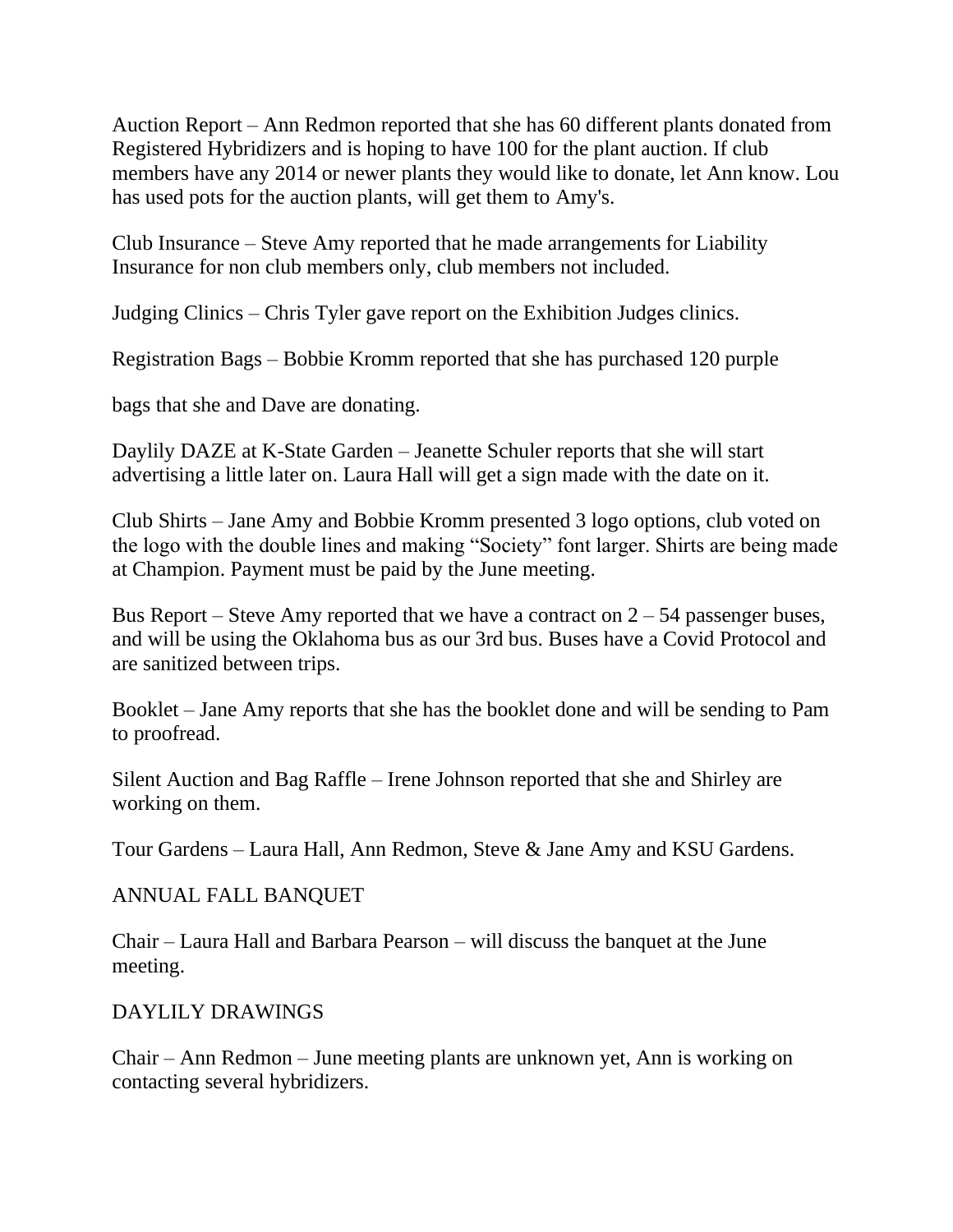Auction Report – Ann Redmon reported that she has 60 different plants donated from Registered Hybridizers and is hoping to have 100 for the plant auction. If club members have any 2014 or newer plants they would like to donate, let Ann know. Lou has used pots for the auction plants, will get them to Amy's.

Club Insurance – Steve Amy reported that he made arrangements for Liability Insurance for non club members only, club members not included.

Judging Clinics – Chris Tyler gave report on the Exhibition Judges clinics.

Registration Bags – Bobbie Kromm reported that she has purchased 120 purple

bags that she and Dave are donating.

Daylily DAZE at K-State Garden – Jeanette Schuler reports that she will start advertising a little later on. Laura Hall will get a sign made with the date on it.

Club Shirts – Jane Amy and Bobbie Kromm presented 3 logo options, club voted on the logo with the double lines and making "Society" font larger. Shirts are being made at Champion. Payment must be paid by the June meeting.

Bus Report – Steve Amy reported that we have a contract on 2 – 54 passenger buses, and will be using the Oklahoma bus as our 3rd bus. Buses have a Covid Protocol and are sanitized between trips.

Booklet – Jane Amy reports that she has the booklet done and will be sending to Pam to proofread.

Silent Auction and Bag Raffle – Irene Johnson reported that she and Shirley are working on them.

Tour Gardens – Laura Hall, Ann Redmon, Steve & Jane Amy and KSU Gardens.

ANNUAL FALL BANQUET

Chair – Laura Hall and Barbara Pearson – will discuss the banquet at the June meeting.

DAYLILY DRAWINGS

Chair – Ann Redmon – June meeting plants are unknown yet, Ann is working on contacting several hybridizers.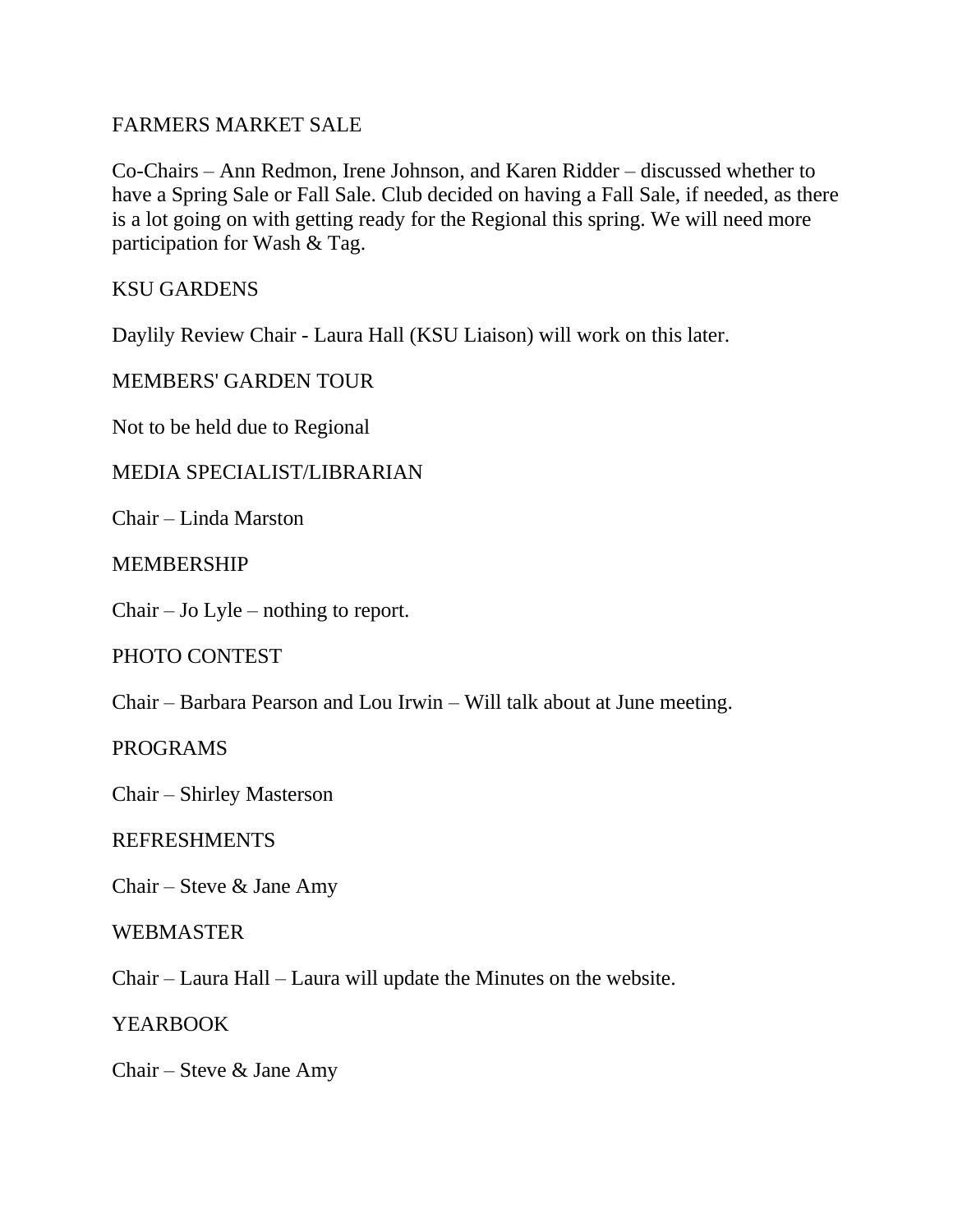## FARMERS MARKET SALE

Co-Chairs – Ann Redmon, Irene Johnson, and Karen Ridder – discussed whether to have a Spring Sale or Fall Sale. Club decided on having a Fall Sale, if needed, as there is a lot going on with getting ready for the Regional this spring. We will need more participation for Wash & Tag.

## KSU GARDENS

Daylily Review Chair - Laura Hall (KSU Liaison) will work on this later.

## MEMBERS' GARDEN TOUR

Not to be held due to Regional

## MEDIA SPECIALIST/LIBRARIAN

Chair – Linda Marston

## MEMBERSHIP

Chair – Jo Lyle – nothing to report.

## PHOTO CONTEST

Chair – Barbara Pearson and Lou Irwin – Will talk about at June meeting.

## PROGRAMS

Chair – Shirley Masterson

## REFRESHMENTS

Chair – Steve & Jane Amy

## WEBMASTER

Chair – Laura Hall – Laura will update the Minutes on the website.

## YEARBOOK

Chair – Steve & Jane Amy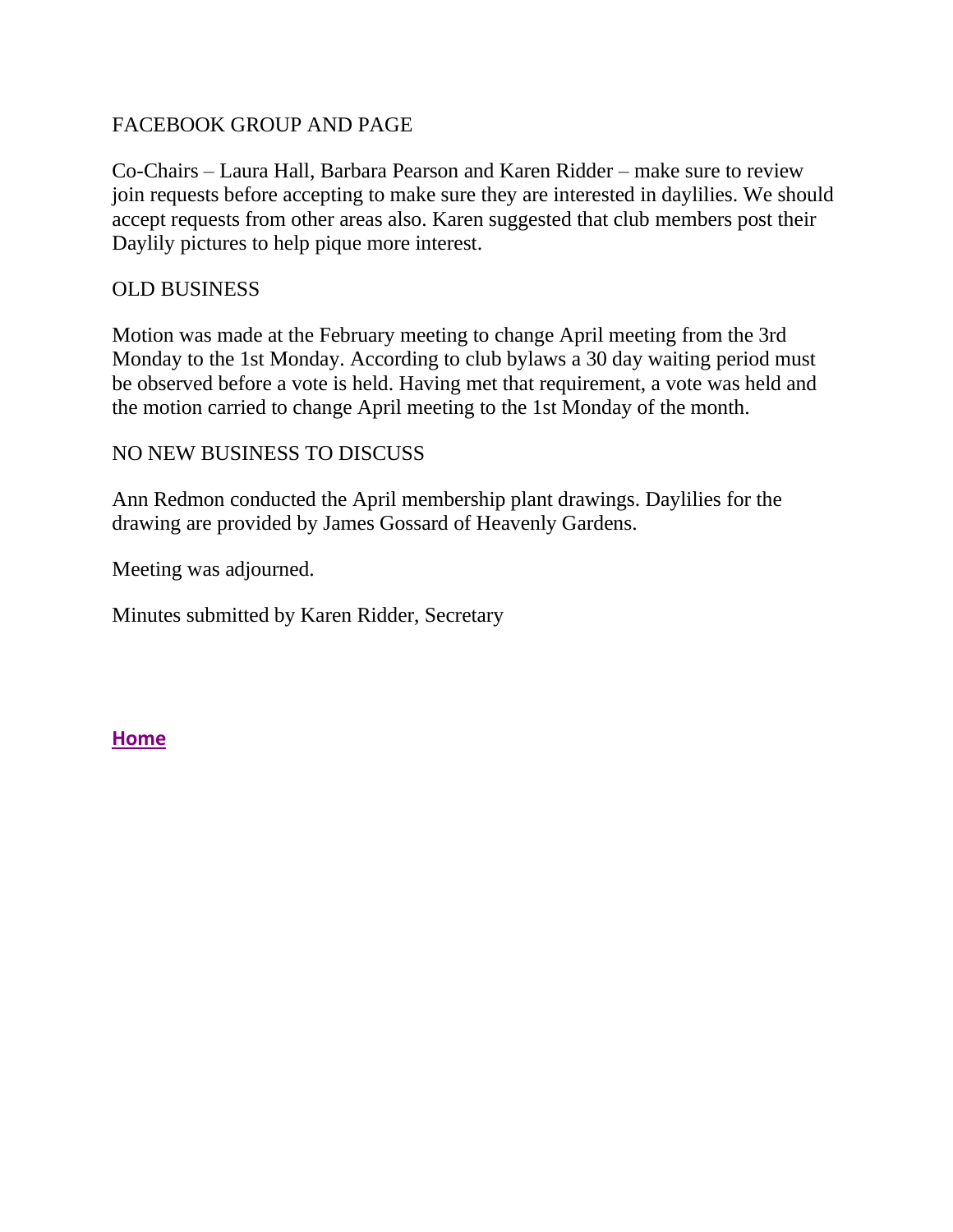FACEBOOK GROUP AND PAGE

Co-Chairs – Laura Hall, Barbara Pearson and Karen Ridder – make sure to review join requests before accepting to make sure they are interested in daylilies. We should accept requests from other areas also. Karen suggested that club members post their Daylily pictures to help pique more interest.

OLD BUSINESS

Motion was made at the February meeting to change April meeting from the 3rd Monday to the 1st Monday. According to club bylaws a 30 day waiting period must be observed before a vote is held. Having met that requirement, a vote was held and the motion carried to change April meeting to the 1st Monday of the month.

NO NEW BUSINESS TO DISCUSS

Ann Redmon conducted the April membership plant drawings. Daylilies for the drawing are provided by James Gossard of Heavenly Gardens.

Meeting was adjourned.

Minutes submitted by Karen Ridder, Secretary

**Home**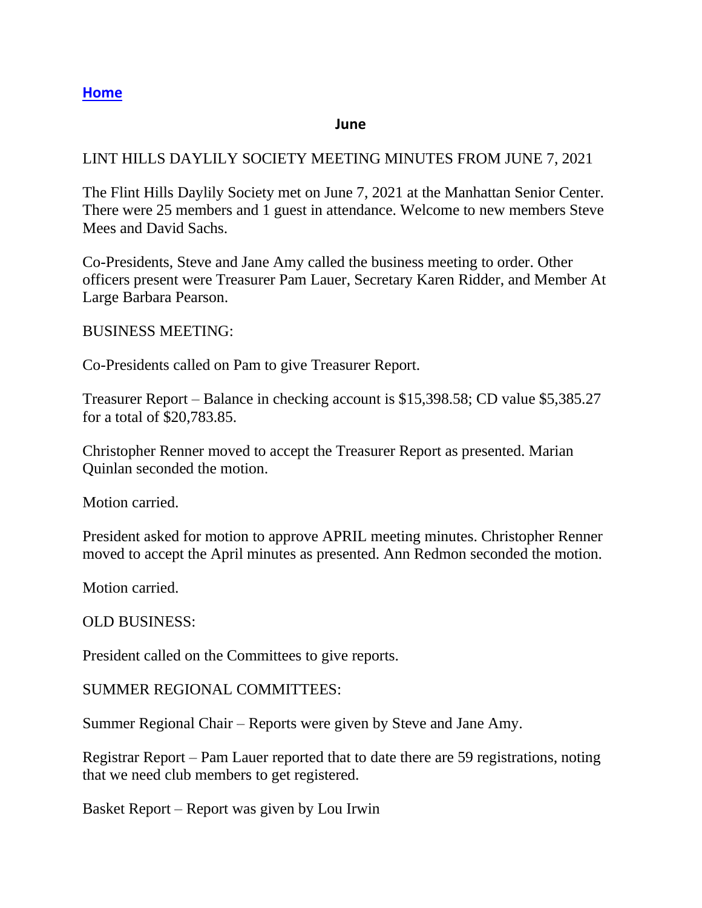**[Home](#)**

**June**

LINT HILLS DAYLILY SOCIETY MEETING MINUTES FROM JUNE 7, 2021

The Flint Hills Daylily Society met on June 7, 2021 at the Manhattan Senior Center. There were 25 members and 1 guest in attendance. Welcome to new members Steve Mees and David Sachs.

Co-Presidents, Steve and Jane Amy called the business meeting to order. Other officers present were Treasurer Pam Lauer, Secretary Karen Ridder, and Member At Large Barbara Pearson.

BUSINESS MEETING:

Co-Presidents called on Pam to give Treasurer Report.

Treasurer Report – Balance in checking account is $15,398.58; CD value $5,385.27 for a total of $20,783.85.

Christopher Renner moved to accept the Treasurer Report as presented. Marian Quinlan seconded the motion.

Motion carried.

President asked for motion to approve APRIL meeting minutes. Christopher Renner moved to accept the April minutes as presented. Ann Redmon seconded the motion.

Motion carried.

OLD BUSINESS:

President called on the Committees to give reports.

SUMMER REGIONAL COMMITTEES:

Summer Regional Chair – Reports were given by Steve and Jane Amy.

Registrar Report – Pam Lauer reported that to date there are 59 registrations, noting that we need club members to get registered.

Basket Report – Report was given by Lou Irwin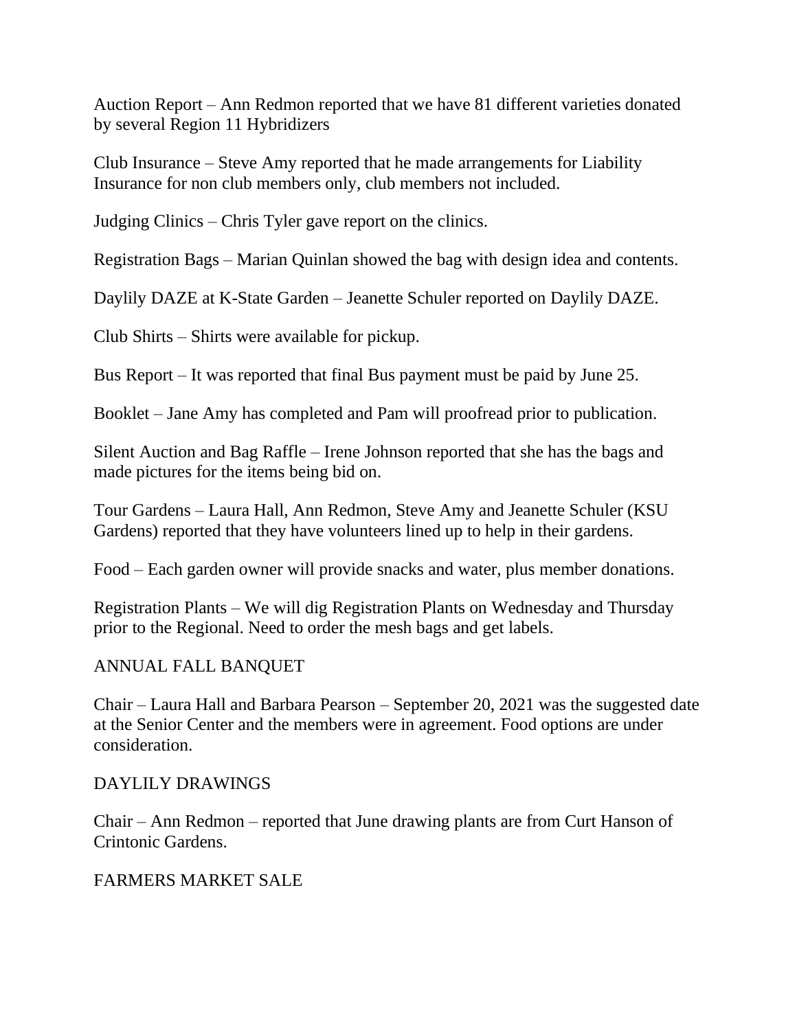Auction Report – Ann Redmon reported that we have 81 different varieties donated by several Region 11 Hybridizers

Club Insurance – Steve Amy reported that he made arrangements for Liability Insurance for non club members only, club members not included.

Judging Clinics – Chris Tyler gave report on the clinics.

Registration Bags – Marian Quinlan showed the bag with design idea and contents.

Daylily DAZE at K-State Garden – Jeanette Schuler reported on Daylily DAZE.

Club Shirts – Shirts were available for pickup.

Bus Report – It was reported that final Bus payment must be paid by June 25.

Booklet – Jane Amy has completed and Pam will proofread prior to publication.

Silent Auction and Bag Raffle – Irene Johnson reported that she has the bags and made pictures for the items being bid on.

Tour Gardens – Laura Hall, Ann Redmon, Steve Amy and Jeanette Schuler (KSU Gardens) reported that they have volunteers lined up to help in their gardens.

Food – Each garden owner will provide snacks and water, plus member donations.

Registration Plants – We will dig Registration Plants on Wednesday and Thursday prior to the Regional. Need to order the mesh bags and get labels.

## ANNUAL FALL BANQUET

Chair – Laura Hall and Barbara Pearson – September 20, 2021 was the suggested date at the Senior Center and the members were in agreement. Food options are under consideration.

## DAYLILY DRAWINGS

Chair – Ann Redmon – reported that June drawing plants are from Curt Hanson of Crintonic Gardens.

## FARMERS MARKET SALE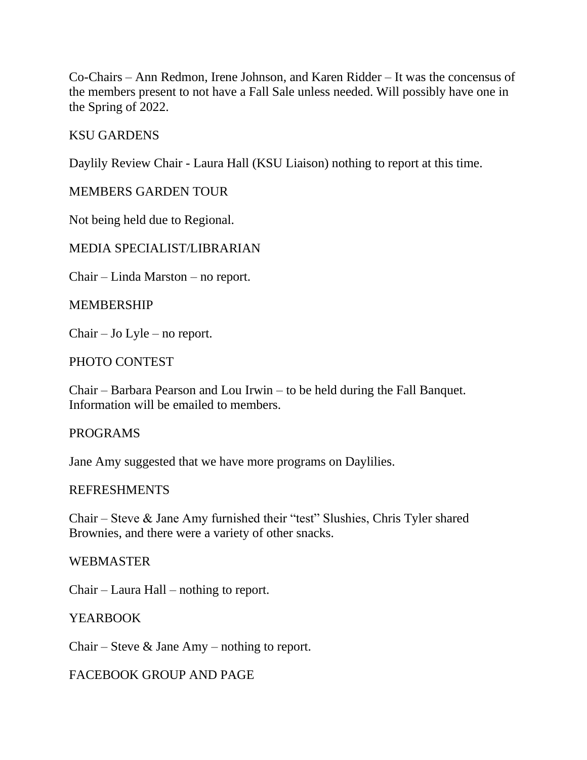Co-Chairs – Ann Redmon, Irene Johnson, and Karen Ridder – It was the concensus of the members present to not have a Fall Sale unless needed. Will possibly have one in the Spring of 2022.

KSU GARDENS

Daylily Review Chair - Laura Hall (KSU Liaison) nothing to report at this time.

MEMBERS GARDEN TOUR

Not being held due to Regional.

MEDIA SPECIALIST/LIBRARIAN

Chair – Linda Marston – no report.

MEMBERSHIP

Chair – Jo Lyle – no report.

PHOTO CONTEST

Chair – Barbara Pearson and Lou Irwin – to be held during the Fall Banquet. Information will be emailed to members.

PROGRAMS

Jane Amy suggested that we have more programs on Daylilies.

REFRESHMENTS

Chair – Steve & Jane Amy furnished their "test" Slushies, Chris Tyler shared Brownies, and there were a variety of other snacks.

WEBMASTER

Chair – Laura Hall – nothing to report.

YEARBOOK

Chair – Steve & Jane Amy – nothing to report.

FACEBOOK GROUP AND PAGE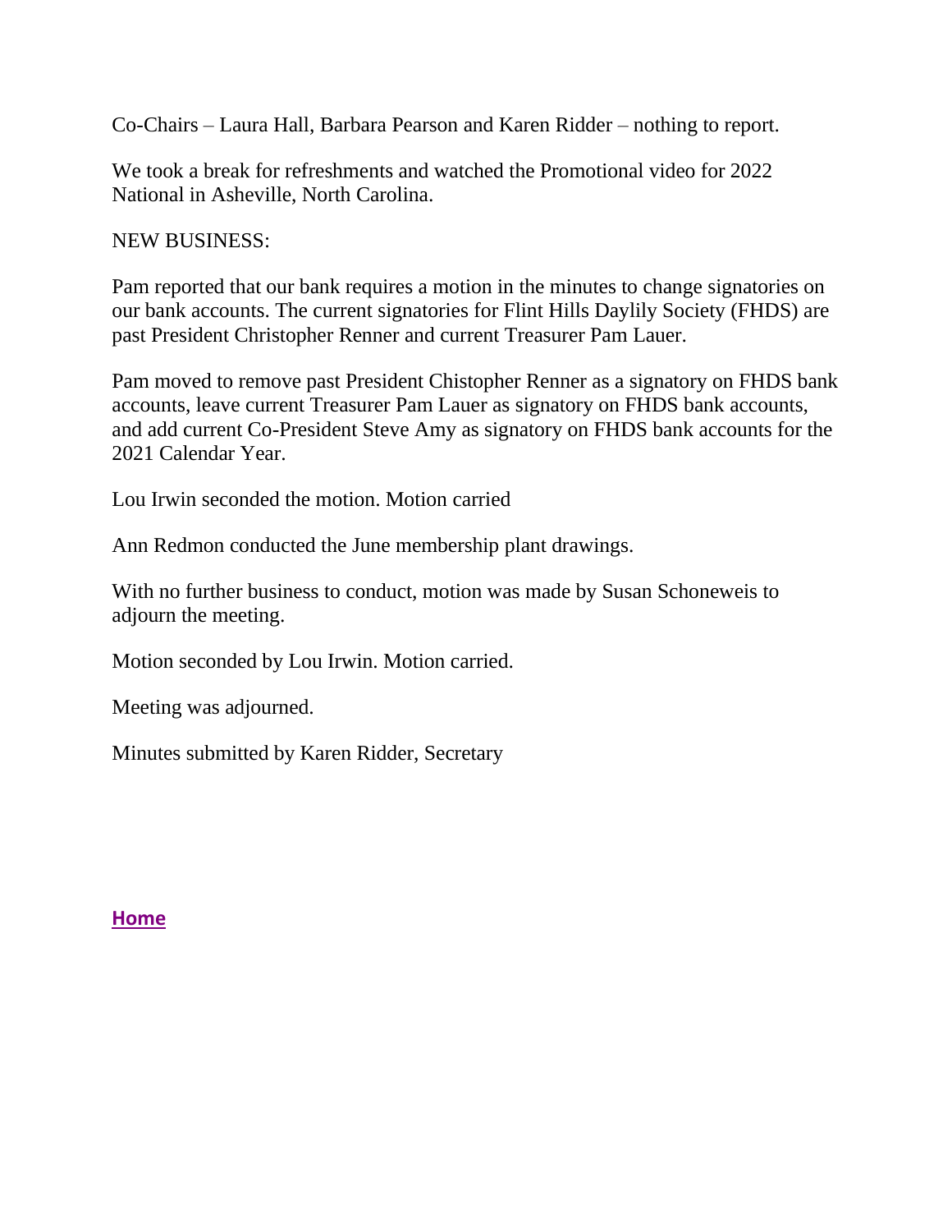Co-Chairs – Laura Hall, Barbara Pearson and Karen Ridder – nothing to report.

We took a break for refreshments and watched the Promotional video for 2022 National in Asheville, North Carolina.

NEW BUSINESS:

Pam reported that our bank requires a motion in the minutes to change signatories on our bank accounts. The current signatories for Flint Hills Daylily Society (FHDS) are past President Christopher Renner and current Treasurer Pam Lauer.

Pam moved to remove past President Chistopher Renner as a signatory on FHDS bank accounts, leave current Treasurer Pam Lauer as signatory on FHDS bank accounts, and add current Co-President Steve Amy as signatory on FHDS bank accounts for the 2021 Calendar Year.

Lou Irwin seconded the motion. Motion carried

Ann Redmon conducted the June membership plant drawings.

With no further business to conduct, motion was made by Susan Schoneweis to adjourn the meeting.

Motion seconded by Lou Irwin. Motion carried.

Meeting was adjourned.

Minutes submitted by Karen Ridder, Secretary

**Home**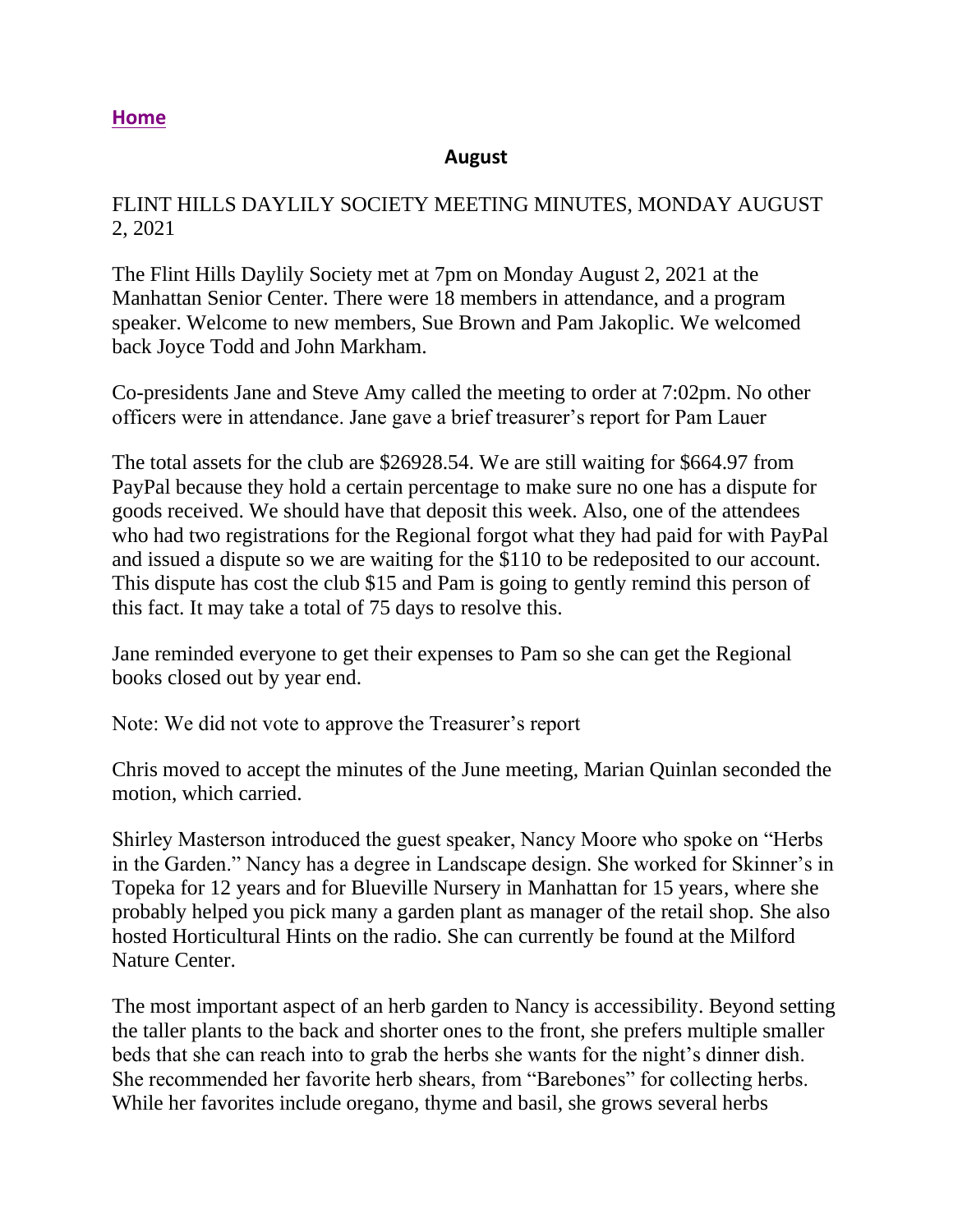[Home]

**August**

FLINT HILLS DAYLILY SOCIETY MEETING MINUTES, MONDAY AUGUST 2, 2021

The Flint Hills Daylily Society met at 7pm on Monday August 2, 2021 at the Manhattan Senior Center. There were 18 members in attendance, and a program speaker. Welcome to new members, Sue Brown and Pam Jakoplic. We welcomed back Joyce Todd and John Markham.

Co-presidents Jane and Steve Amy called the meeting to order at 7:02pm. No other officers were in attendance. Jane gave a brief treasurer's report for Pam Lauer

The total assets for the club are $26928.54. We are still waiting for $664.97 from PayPal because they hold a certain percentage to make sure no one has a dispute for goods received. We should have that deposit this week. Also, one of the attendees who had two registrations for the Regional forgot what they had paid for with PayPal and issued a dispute so we are waiting for the $110 to be redeposited to our account. This dispute has cost the club $15 and Pam is going to gently remind this person of this fact. It may take a total of 75 days to resolve this.

Jane reminded everyone to get their expenses to Pam so she can get the Regional books closed out by year end.

Note: We did not vote to approve the Treasurer's report

Chris moved to accept the minutes of the June meeting, Marian Quinlan seconded the motion, which carried.

Shirley Masterson introduced the guest speaker, Nancy Moore who spoke on "Herbs in the Garden." Nancy has a degree in Landscape design. She worked for Skinner's in Topeka for 12 years and for Blueville Nursery in Manhattan for 15 years, where she probably helped you pick many a garden plant as manager of the retail shop. She also hosted Horticultural Hints on the radio. She can currently be found at the Milford Nature Center.

The most important aspect of an herb garden to Nancy is accessibility. Beyond setting the taller plants to the back and shorter ones to the front, she prefers multiple smaller beds that she can reach into to grab the herbs she wants for the night's dinner dish. She recommended her favorite herb shears, from "Barebones" for collecting herbs. While her favorites include oregano, thyme and basil, she grows several herbs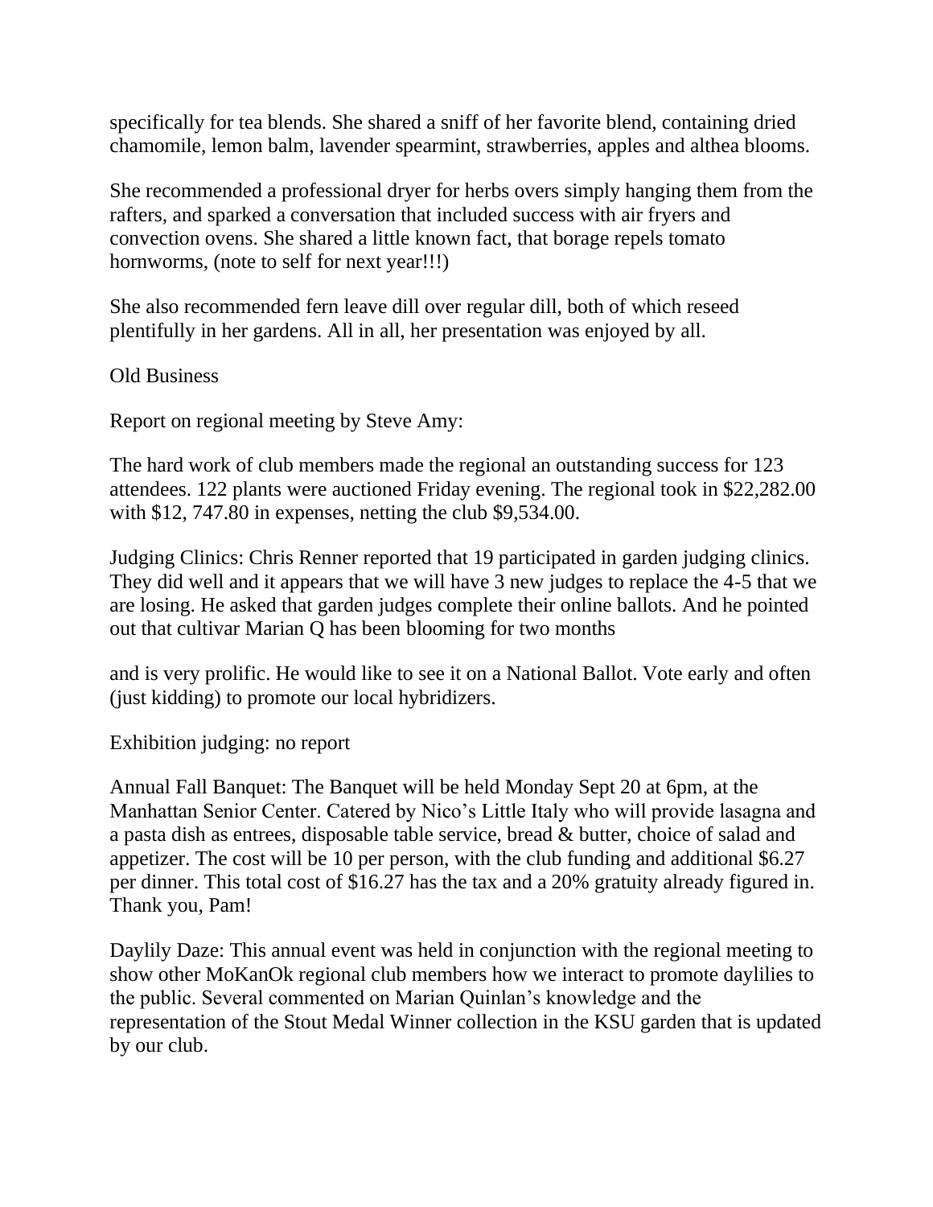specifically for tea blends. She shared a sniff of her favorite blend, containing dried chamomile, lemon balm, lavender spearmint, strawberries, apples and althea blooms.

She recommended a professional dryer for herbs overs simply hanging them from the rafters, and sparked a conversation that included success with air fryers and convection ovens. She shared a little known fact, that borage repels tomato hornworms, (note to self for next year!!!)

She also recommended fern leave dill over regular dill, both of which reseed plentifully in her gardens. All in all, her presentation was enjoyed by all.

Old Business

Report on regional meeting by Steve Amy:

The hard work of club members made the regional an outstanding success for 123 attendees. 122 plants were auctioned Friday evening. The regional took in $22,282.00 with $12, 747.80 in expenses, netting the club $9,534.00.

Judging Clinics: Chris Renner reported that 19 participated in garden judging clinics. They did well and it appears that we will have 3 new judges to replace the 4-5 that we are losing. He asked that garden judges complete their online ballots. And he pointed out that cultivar Marian Q has been blooming for two months

and is very prolific. He would like to see it on a National Ballot. Vote early and often (just kidding) to promote our local hybridizers.

Exhibition judging: no report

Annual Fall Banquet: The Banquet will be held Monday Sept 20 at 6pm, at the Manhattan Senior Center. Catered by Nico's Little Italy who will provide lasagna and a pasta dish as entrees, disposable table service, bread & butter, choice of salad and appetizer. The cost will be 10 per person, with the club funding and additional $6.27 per dinner. This total cost of $16.27 has the tax and a 20% gratuity already figured in. Thank you, Pam!

Daylily Daze: This annual event was held in conjunction with the regional meeting to show other MoKanOk regional club members how we interact to promote daylilies to the public. Several commented on Marian Quinlan's knowledge and the representation of the Stout Medal Winner collection in the KSU garden that is updated by our club.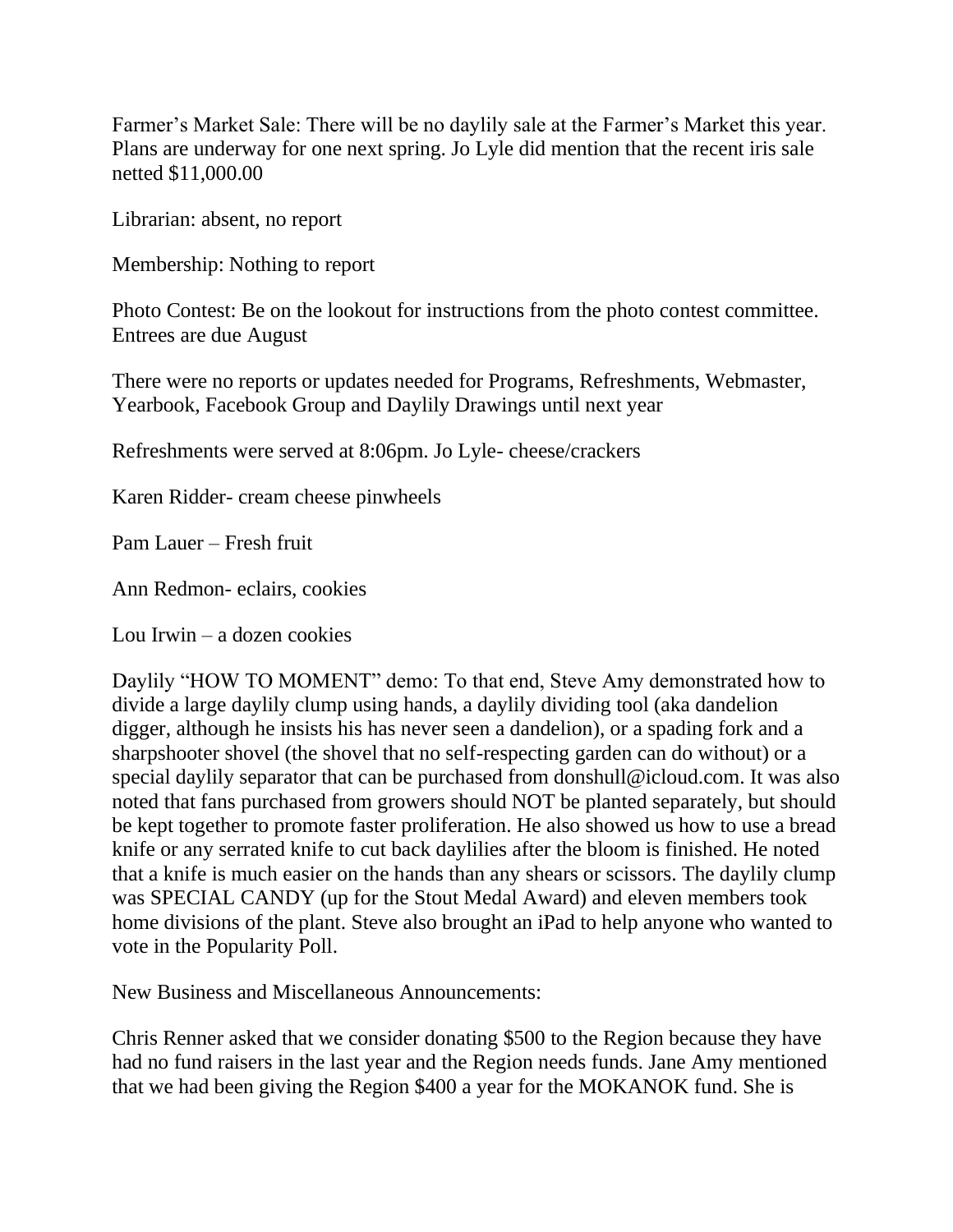Farmer's Market Sale: There will be no daylily sale at the Farmer's Market this year. Plans are underway for one next spring. Jo Lyle did mention that the recent iris sale netted $11,000.00

Librarian: absent, no report

Membership: Nothing to report

Photo Contest: Be on the lookout for instructions from the photo contest committee. Entrees are due August

There were no reports or updates needed for Programs, Refreshments, Webmaster, Yearbook, Facebook Group and Daylily Drawings until next year

Refreshments were served at 8:06pm. Jo Lyle- cheese/crackers

Karen Ridder- cream cheese pinwheels

Pam Lauer – Fresh fruit

Ann Redmon- eclairs, cookies

Lou Irwin – a dozen cookies

Daylily "HOW TO MOMENT" demo: To that end, Steve Amy demonstrated how to divide a large daylily clump using hands, a daylily dividing tool (aka dandelion digger, although he insists his has never seen a dandelion), or a spading fork and a sharpshooter shovel (the shovel that no self-respecting garden can do without) or a special daylily separator that can be purchased from donshull@icloud.com. It was also noted that fans purchased from growers should NOT be planted separately, but should be kept together to promote faster proliferation. He also showed us how to use a bread knife or any serrated knife to cut back daylilies after the bloom is finished. He noted that a knife is much easier on the hands than any shears or scissors. The daylily clump was SPECIAL CANDY (up for the Stout Medal Award) and eleven members took home divisions of the plant. Steve also brought an iPad to help anyone who wanted to vote in the Popularity Poll.

New Business and Miscellaneous Announcements:

Chris Renner asked that we consider donating $500 to the Region because they have had no fund raisers in the last year and the Region needs funds. Jane Amy mentioned that we had been giving the Region $400 a year for the MOKANOK fund. She is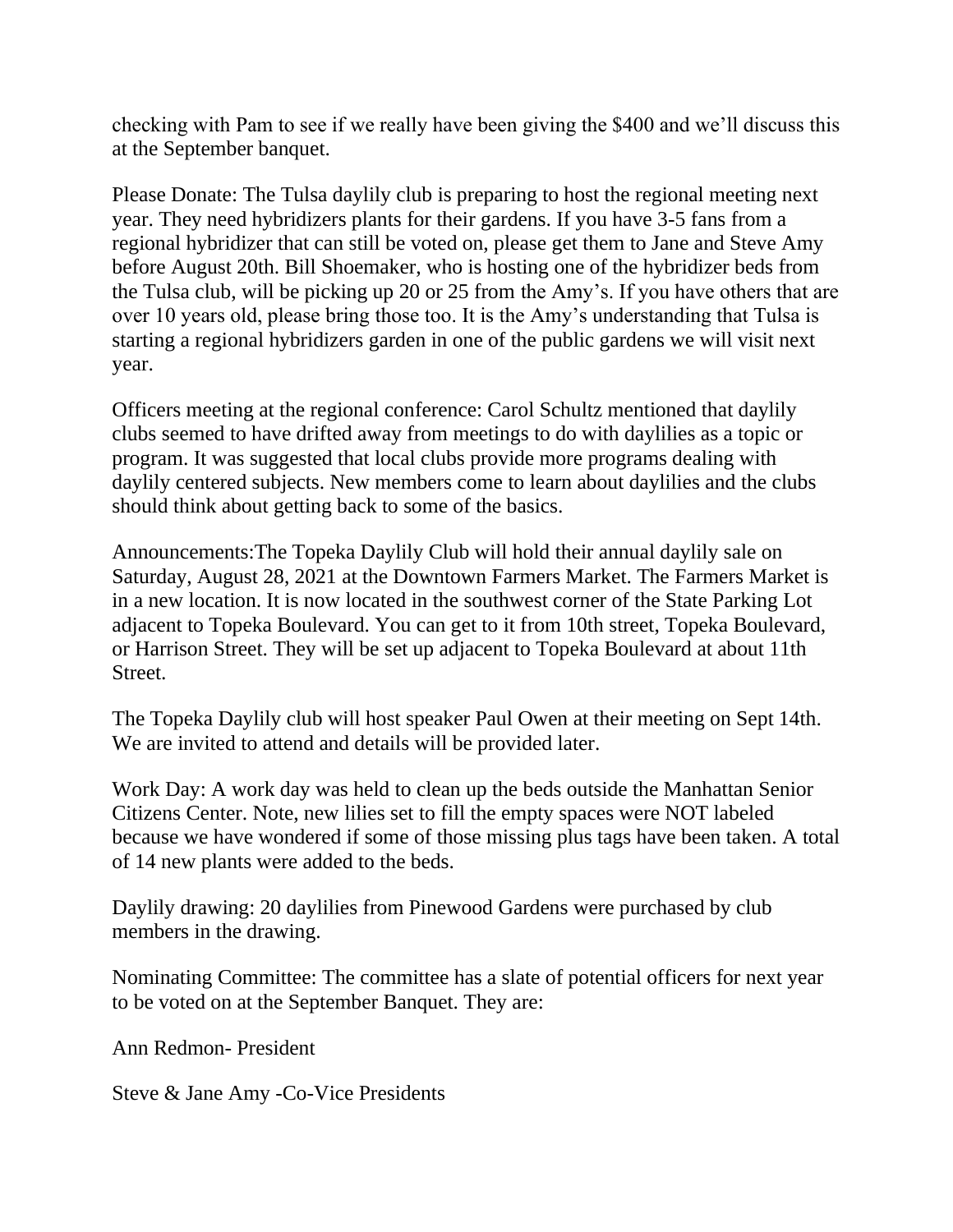checking with Pam to see if we really have been giving the $400 and we'll discuss this at the September banquet.

Please Donate: The Tulsa daylily club is preparing to host the regional meeting next year. They need hybridizers plants for their gardens. If you have 3-5 fans from a regional hybridizer that can still be voted on, please get them to Jane and Steve Amy before August 20th. Bill Shoemaker, who is hosting one of the hybridizer beds from the Tulsa club, will be picking up 20 or 25 from the Amy's. If you have others that are over 10 years old, please bring those too. It is the Amy's understanding that Tulsa is starting a regional hybridizers garden in one of the public gardens we will visit next year.

Officers meeting at the regional conference: Carol Schultz mentioned that daylily clubs seemed to have drifted away from meetings to do with daylilies as a topic or program. It was suggested that local clubs provide more programs dealing with daylily centered subjects. New members come to learn about daylilies and the clubs should think about getting back to some of the basics.

Announcements:The Topeka Daylily Club will hold their annual daylily sale on Saturday, August 28, 2021 at the Downtown Farmers Market. The Farmers Market is in a new location. It is now located in the southwest corner of the State Parking Lot adjacent to Topeka Boulevard. You can get to it from 10th street, Topeka Boulevard, or Harrison Street. They will be set up adjacent to Topeka Boulevard at about 11th Street.

The Topeka Daylily club will host speaker Paul Owen at their meeting on Sept 14th. We are invited to attend and details will be provided later.

Work Day: A work day was held to clean up the beds outside the Manhattan Senior Citizens Center. Note, new lilies set to fill the empty spaces were NOT labeled because we have wondered if some of those missing plus tags have been taken. A total of 14 new plants were added to the beds.

Daylily drawing: 20 daylilies from Pinewood Gardens were purchased by club members in the drawing.

Nominating Committee: The committee has a slate of potential officers for next year to be voted on at the September Banquet. They are:

Ann Redmon- President

Steve & Jane Amy -Co-Vice Presidents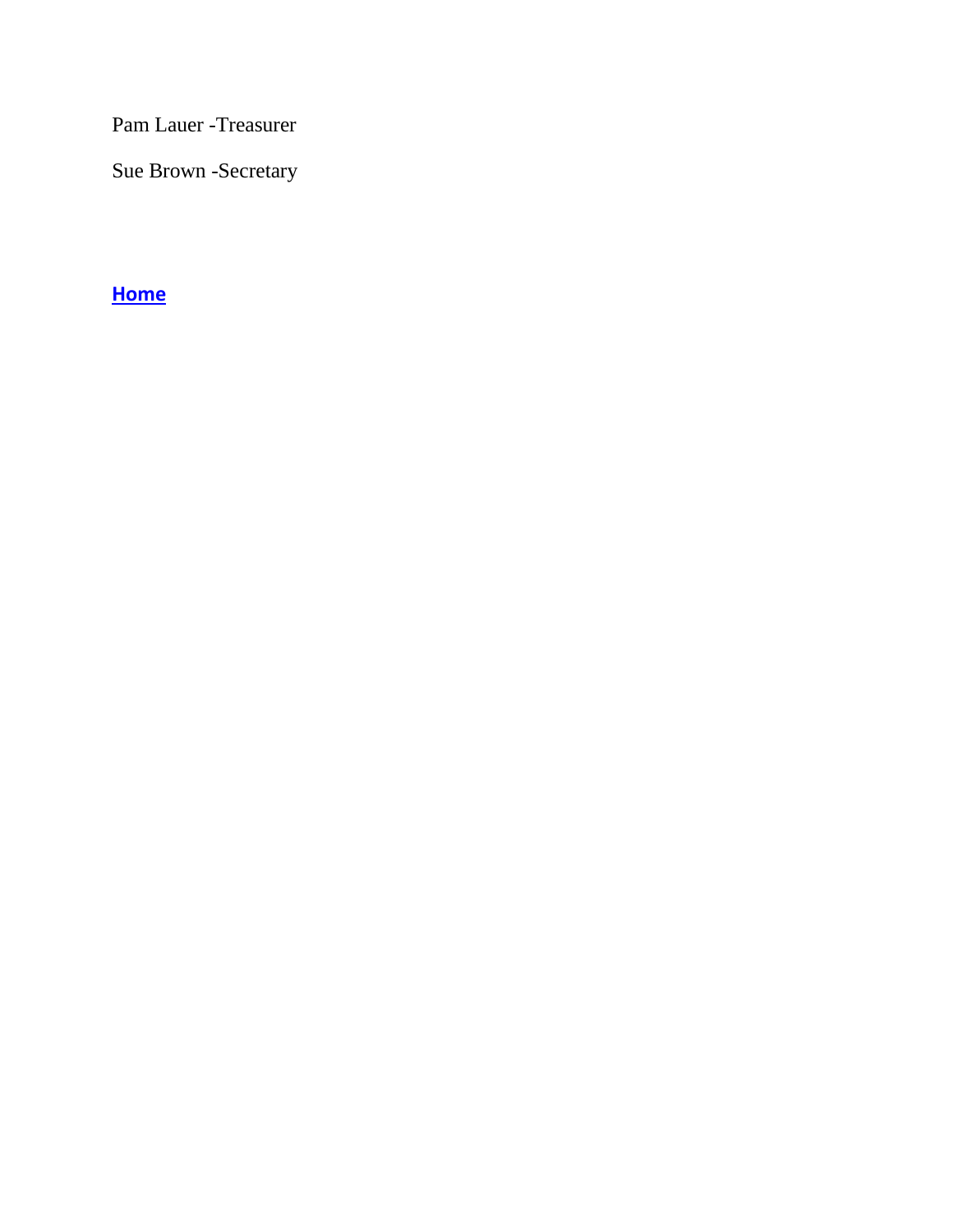Pam Lauer -Treasurer

Sue Brown -Secretary

**Home**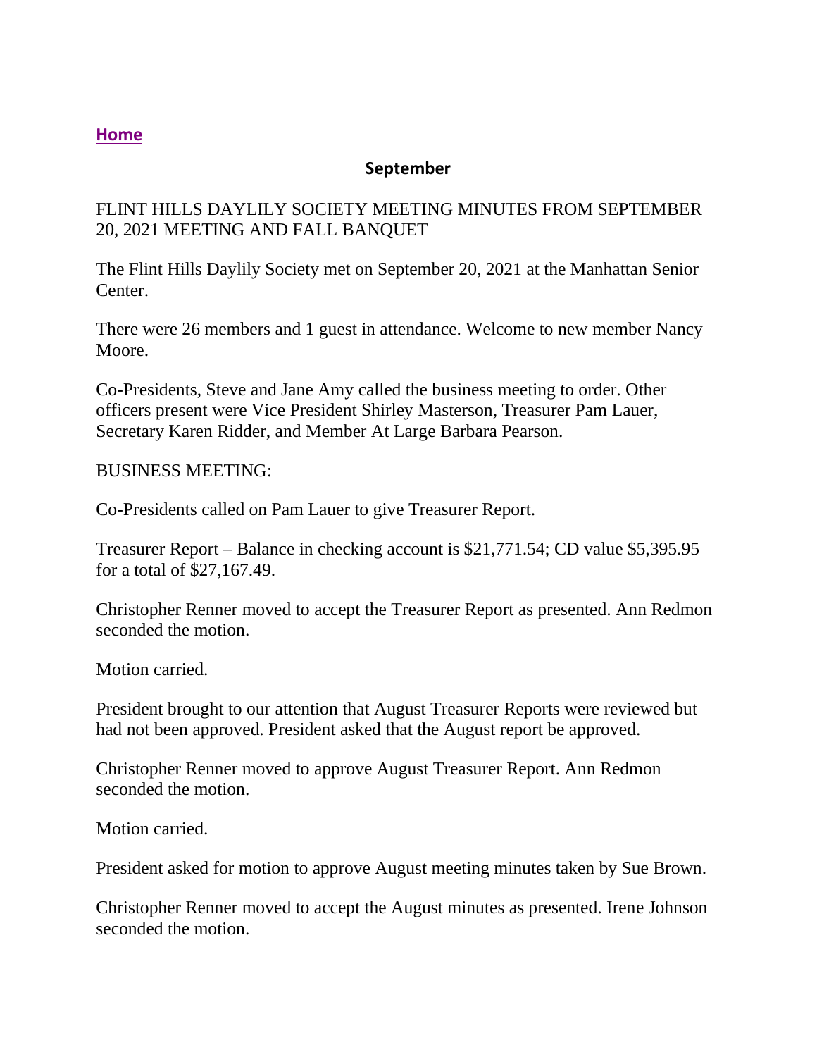**Home**

**September**

FLINT HILLS DAYLILY SOCIETY MEETING MINUTES FROM SEPTEMBER 20, 2021 MEETING AND FALL BANQUET

The Flint Hills Daylily Society met on September 20, 2021 at the Manhattan Senior Center.

There were 26 members and 1 guest in attendance. Welcome to new member Nancy Moore.

Co-Presidents, Steve and Jane Amy called the business meeting to order. Other officers present were Vice President Shirley Masterson, Treasurer Pam Lauer, Secretary Karen Ridder, and Member At Large Barbara Pearson.

BUSINESS MEETING:

Co-Presidents called on Pam Lauer to give Treasurer Report.

Treasurer Report – Balance in checking account is $21,771.54; CD value $5,395.95 for a total of $27,167.49.

Christopher Renner moved to accept the Treasurer Report as presented. Ann Redmon seconded the motion.

Motion carried.

President brought to our attention that August Treasurer Reports were reviewed but had not been approved. President asked that the August report be approved.

Christopher Renner moved to approve August Treasurer Report. Ann Redmon seconded the motion.

Motion carried.

President asked for motion to approve August meeting minutes taken by Sue Brown.

Christopher Renner moved to accept the August minutes as presented. Irene Johnson seconded the motion.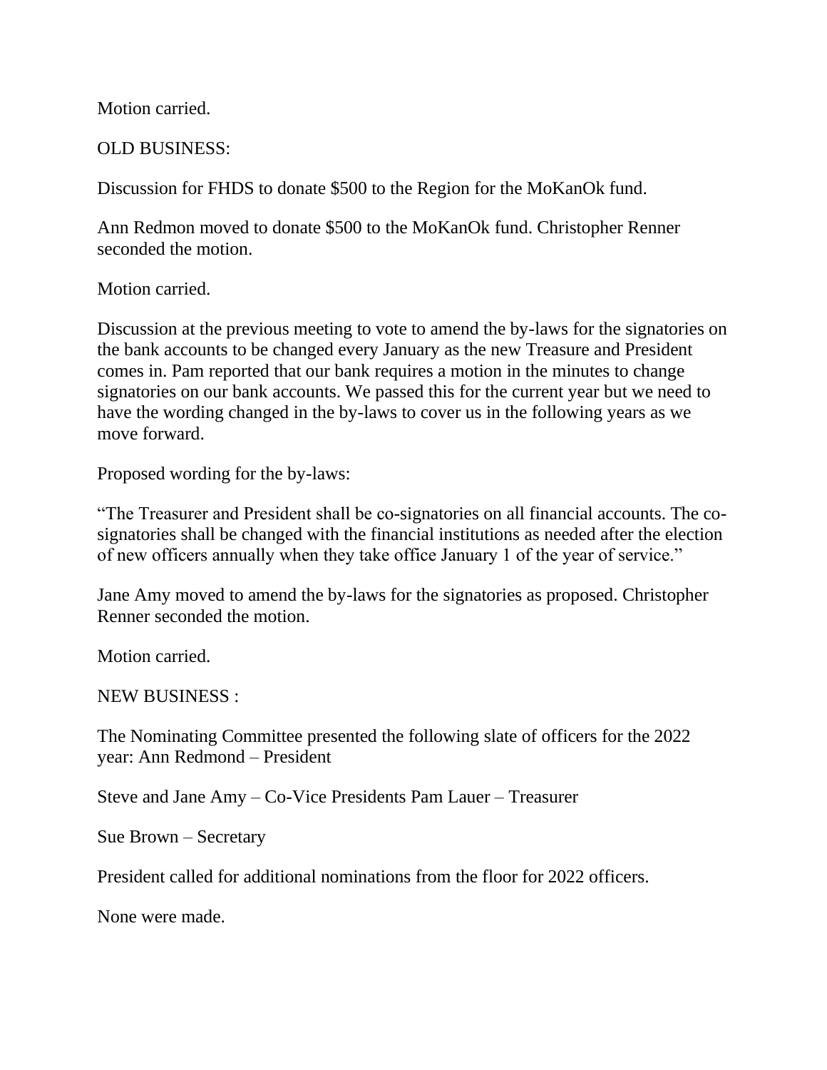Motion carried.

OLD BUSINESS:

Discussion for FHDS to donate $500 to the Region for the MoKanOk fund.

Ann Redmon moved to donate $500 to the MoKanOk fund. Christopher Renner seconded the motion.

Motion carried.

Discussion at the previous meeting to vote to amend the by-laws for the signatories on the bank accounts to be changed every January as the new Treasure and President comes in. Pam reported that our bank requires a motion in the minutes to change signatories on our bank accounts. We passed this for the current year but we need to have the wording changed in the by-laws to cover us in the following years as we move forward.

Proposed wording for the by-laws:

"The Treasurer and President shall be co-signatories on all financial accounts. The co-signatories shall be changed with the financial institutions as needed after the election of new officers annually when they take office January 1 of the year of service."

Jane Amy moved to amend the by-laws for the signatories as proposed. Christopher Renner seconded the motion.

Motion carried.

NEW BUSINESS :

The Nominating Committee presented the following slate of officers for the 2022 year: Ann Redmond – President

Steve and Jane Amy – Co-Vice Presidents Pam Lauer – Treasurer

Sue Brown – Secretary

President called for additional nominations from the floor for 2022 officers.

None were made.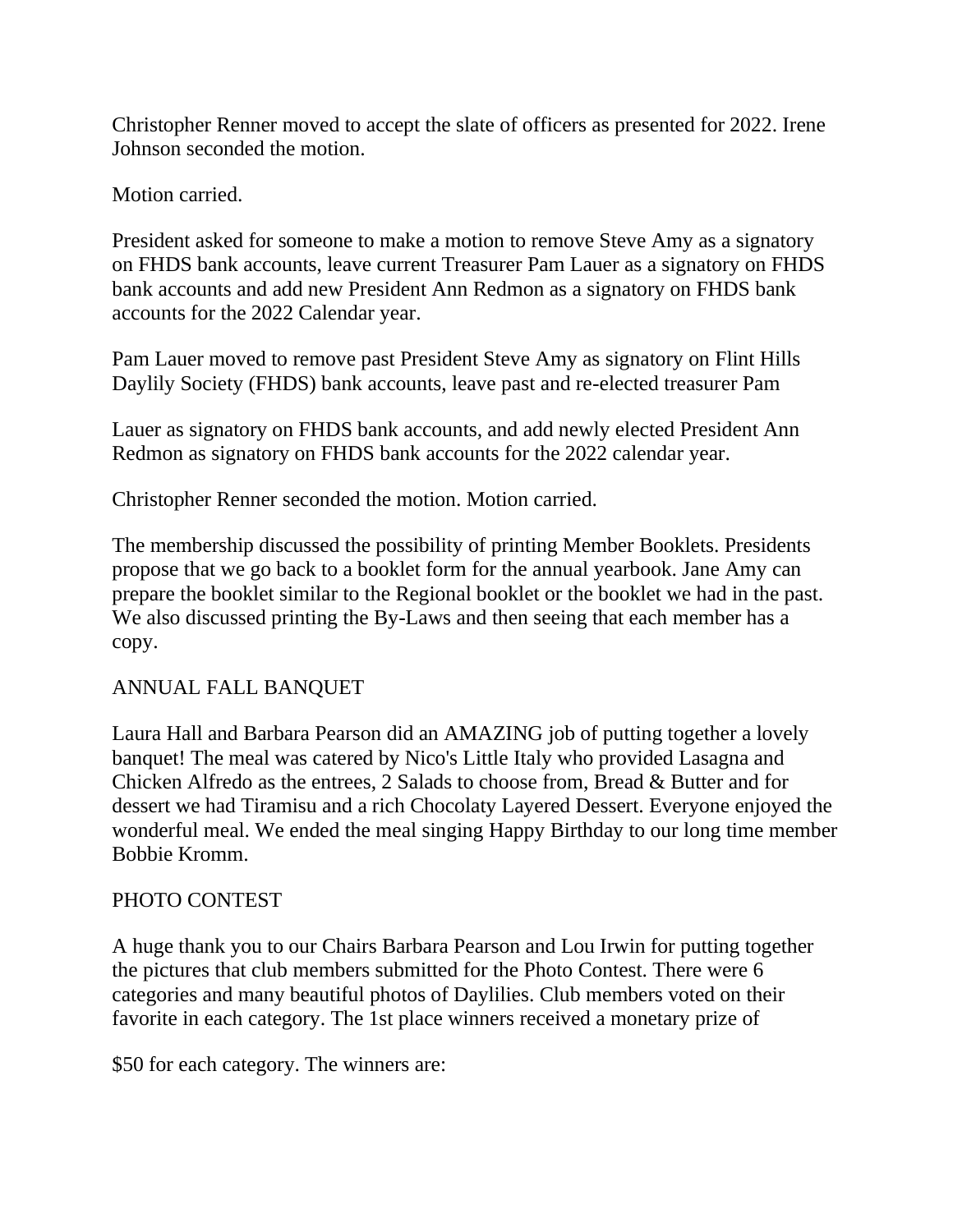Christopher Renner moved to accept the slate of officers as presented for 2022. Irene Johnson seconded the motion.

Motion carried.

President asked for someone to make a motion to remove Steve Amy as a signatory on FHDS bank accounts, leave current Treasurer Pam Lauer as a signatory on FHDS bank accounts and add new President Ann Redmon as a signatory on FHDS bank accounts for the 2022 Calendar year.

Pam Lauer moved to remove past President Steve Amy as signatory on Flint Hills Daylily Society (FHDS) bank accounts, leave past and re-elected treasurer Pam

Lauer as signatory on FHDS bank accounts, and add newly elected President Ann Redmon as signatory on FHDS bank accounts for the 2022 calendar year.

Christopher Renner seconded the motion. Motion carried.

The membership discussed the possibility of printing Member Booklets. Presidents propose that we go back to a booklet form for the annual yearbook. Jane Amy can prepare the booklet similar to the Regional booklet or the booklet we had in the past. We also discussed printing the By-Laws and then seeing that each member has a copy.

## ANNUAL FALL BANQUET

Laura Hall and Barbara Pearson did an AMAZING job of putting together a lovely banquet! The meal was catered by Nico's Little Italy who provided Lasagna and Chicken Alfredo as the entrees, 2 Salads to choose from, Bread & Butter and for dessert we had Tiramisu and a rich Chocolaty Layered Dessert. Everyone enjoyed the wonderful meal. We ended the meal singing Happy Birthday to our long time member Bobbie Kromm.

## PHOTO CONTEST

A huge thank you to our Chairs Barbara Pearson and Lou Irwin for putting together the pictures that club members submitted for the Photo Contest. There were 6 categories and many beautiful photos of Daylilies. Club members voted on their favorite in each category. The 1st place winners received a monetary prize of

$50 for each category. The winners are: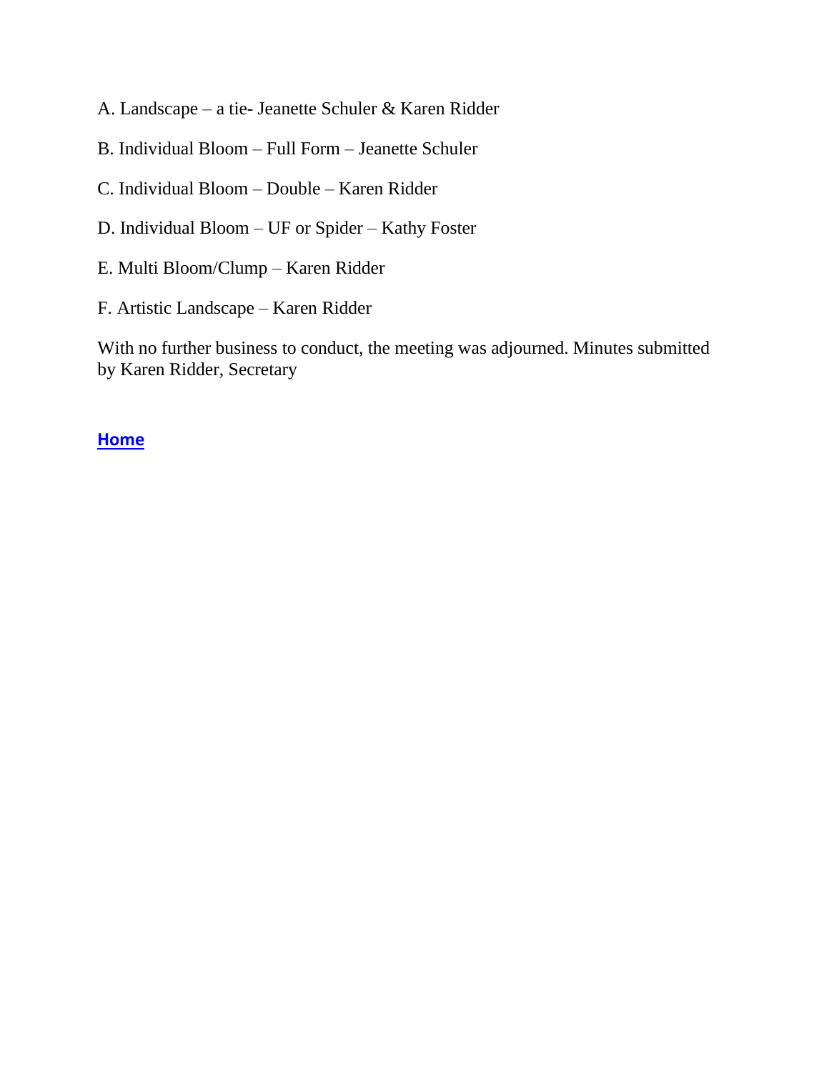A. Landscape – a tie- Jeanette Schuler & Karen Ridder

B. Individual Bloom – Full Form – Jeanette Schuler

C. Individual Bloom – Double – Karen Ridder

D. Individual Bloom – UF or Spider – Kathy Foster

E. Multi Bloom/Clump – Karen Ridder

F. Artistic Landscape – Karen Ridder

With no further business to conduct, the meeting was adjourned. Minutes submitted by Karen Ridder, Secretary

**Home**